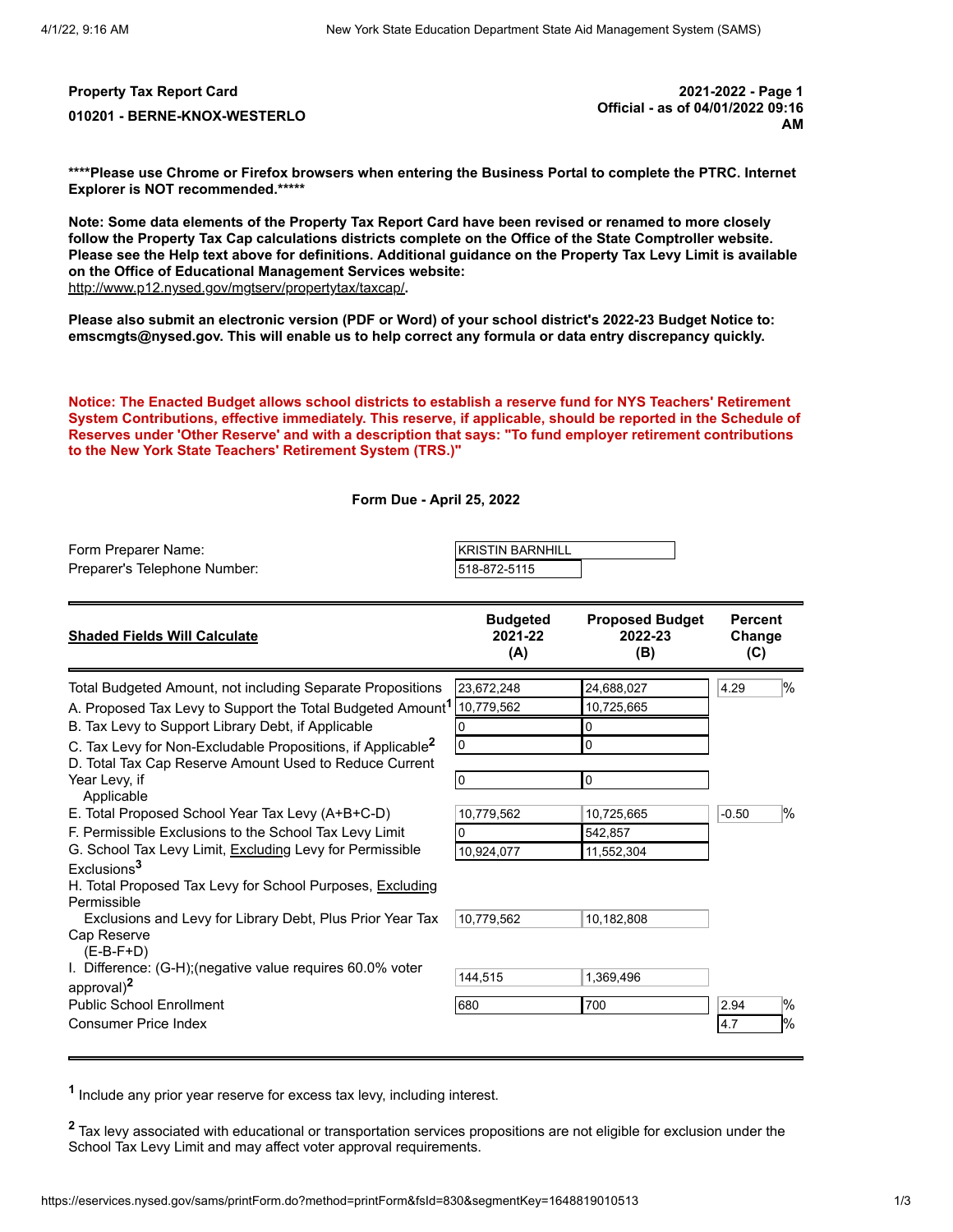**Property Tax Report Card**

**010201 - BERNE-KNOX-WESTERLO**

**2021-2022 - Page 1**
**Official - as of 04/01/2022 09:16 AM**

**\*\*\*\*Please use Chrome or Firefox browsers when entering the Business Portal to complete the PTRC. Internet Explorer is NOT recommended.\*\*\*\*\***

**Note: Some data elements of the Property Tax Report Card have been revised or renamed to more closely follow the Property Tax Cap calculations districts complete on the Office of the State Comptroller website. Please see the Help text above for definitions. Additional guidance on the Property Tax Levy Limit is available on the Office of Educational Management Services website:** http://www.p12.nysed.gov/mgtserv/propertytax/taxcap/.

**Please also submit an electronic version (PDF or Word) of your school district's 2022-23 Budget Notice to: emscmgts@nysed.gov. This will enable us to help correct any formula or data entry discrepancy quickly.**

**Notice: The Enacted Budget allows school districts to establish a reserve fund for NYS Teachers' Retirement System Contributions, effective immediately. This reserve, if applicable, should be reported in the Schedule of Reserves under 'Other Reserve' and with a description that says: "To fund employer retirement contributions to the New York State Teachers' Retirement System (TRS.)"**

**Form Due - April 25, 2022**

Form Preparer Name: KRISTIN BARNHILL
Preparer's Telephone Number: 518-872-5115

| **Shaded Fields Will Calculate** | **Budgeted 2021-22 (A)** | **Proposed Budget 2022-23 (B)** | **Percent Change (C)** |
|---|---|---|---|
| Total Budgeted Amount, not including Separate Propositions | 23,672,248 | 24,688,027 | 4.29 % |
| A. Proposed Tax Levy to Support the Total Budgeted Amount[1] | 10,779,562 | 10,725,665 | |
| B. Tax Levy to Support Library Debt, if Applicable | 0 | 0 | |
| C. Tax Levy for Non-Excludable Propositions, if Applicable[2] | 0 | 0 | |
| D. Total Tax Cap Reserve Amount Used to Reduce Current Year Levy, if Applicable | 0 | 0 | |
| E. Total Proposed School Year Tax Levy (A+B+C-D) | 10,779,562 | 10,725,665 | -0.50 % |
| F. Permissible Exclusions to the School Tax Levy Limit | 0 | 542,857 | |
| G. School Tax Levy Limit, Excluding Levy for Permissible Exclusions[3] | 10,924,077 | 11,552,304 | |
| H. Total Proposed Tax Levy for School Purposes, Excluding Permissible Exclusions and Levy for Library Debt, Plus Prior Year Tax Cap Reserve (E-B-F+D) | 10,779,562 | 10,182,808 | |
| I. Difference: (G-H);(negative value requires 60.0% voter approval)[2] | 144,515 | 1,369,496 | |
| Public School Enrollment | 680 | 700 | 2.94 % |
| Consumer Price Index | | | 4.7 % |

[1] Include any prior year reserve for excess tax levy, including interest.

[2] Tax levy associated with educational or transportation services propositions are not eligible for exclusion under the School Tax Levy Limit and may affect voter approval requirements.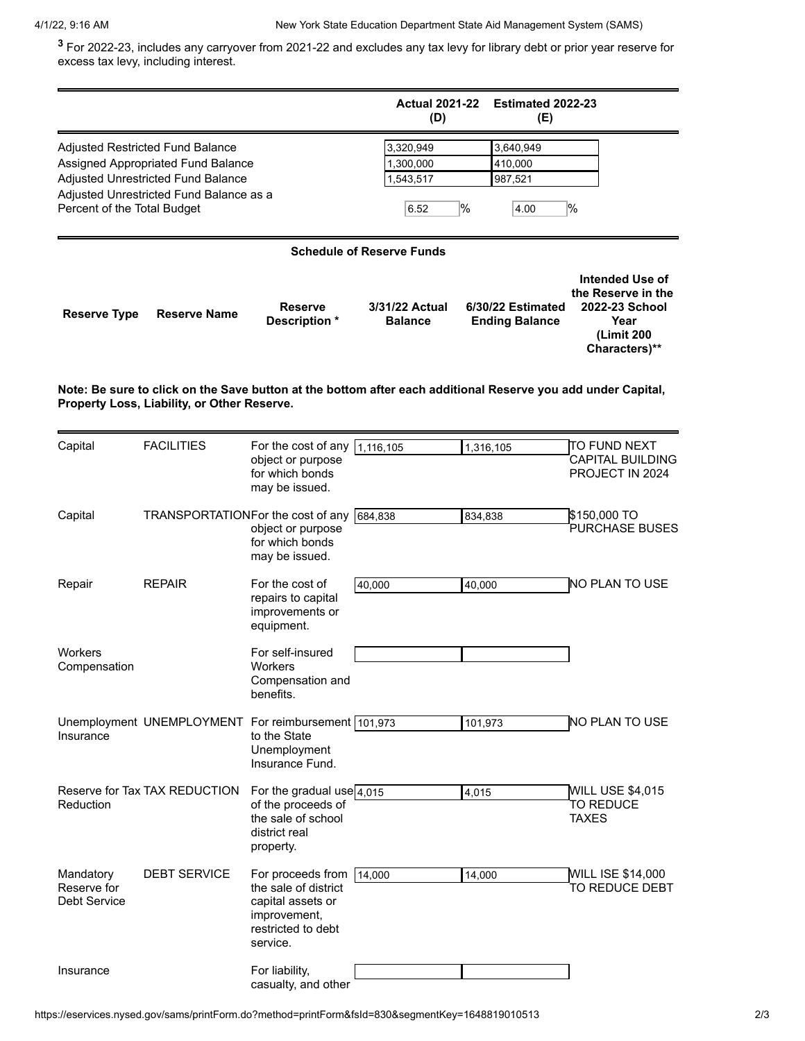[3] For 2022-23, includes any carryover from 2021-22 and excludes any tax levy for library debt or prior year reserve for excess tax levy, including interest.

| | Actual 2021-22 (D) | Estimated 2022-23 (E) |
|---|---|---|
| Adjusted Restricted Fund Balance | 3,320,949 | 3,640,949 |
| Assigned Appropriated Fund Balance | 1,300,000 | 410,000 |
| Adjusted Unrestricted Fund Balance | 1,543,517 | 987,521 |
| Adjusted Unrestricted Fund Balance as a Percent of the Total Budget | 6.52 % | 4.00 % |

## Schedule of Reserve Funds

**Note: Be sure to click on the Save button at the bottom after each additional Reserve you add under Capital, Property Loss, Liability, or Other Reserve.**

| Reserve Type | Reserve Name | Reserve Description * | 3/31/22 Actual Balance | 6/30/22 Estimated Ending Balance | Intended Use of the Reserve in the 2022-23 School Year (Limit 200 Characters)** |
|---|---|---|---|---|---|
| Capital | FACILITIES | For the cost of any object or purpose for which bonds may be issued. | 1,116,105 | 1,316,105 | TO FUND NEXT CAPITAL BUILDING PROJECT IN 2024 |
| Capital | TRANSPORTATION | For the cost of any object or purpose for which bonds may be issued. | 684,838 | 834,838 | $150,000 TO PURCHASE BUSES |
| Repair | REPAIR | For the cost of repairs to capital improvements or equipment. | 40,000 | 40,000 | NO PLAN TO USE |
| Workers Compensation | | For self-insured Workers Compensation and benefits. | | | |
| Unemployment Insurance | UNEMPLOYMENT | For reimbursement to the State Unemployment Insurance Fund. | 101,973 | 101,973 | NO PLAN TO USE |
| Reserve for Tax Reduction | TAX REDUCTION | For the gradual use of the proceeds of the sale of school district real property. | 4,015 | 4,015 | WILL USE $4,015 TO REDUCE TAXES |
| Mandatory Reserve for Debt Service | DEBT SERVICE | For proceeds from the sale of district capital assets or improvement, restricted to debt service. | 14,000 | 14,000 | WILL ISE $14,000 TO REDUCE DEBT |
| Insurance | | For liability, casualty, and other | | | |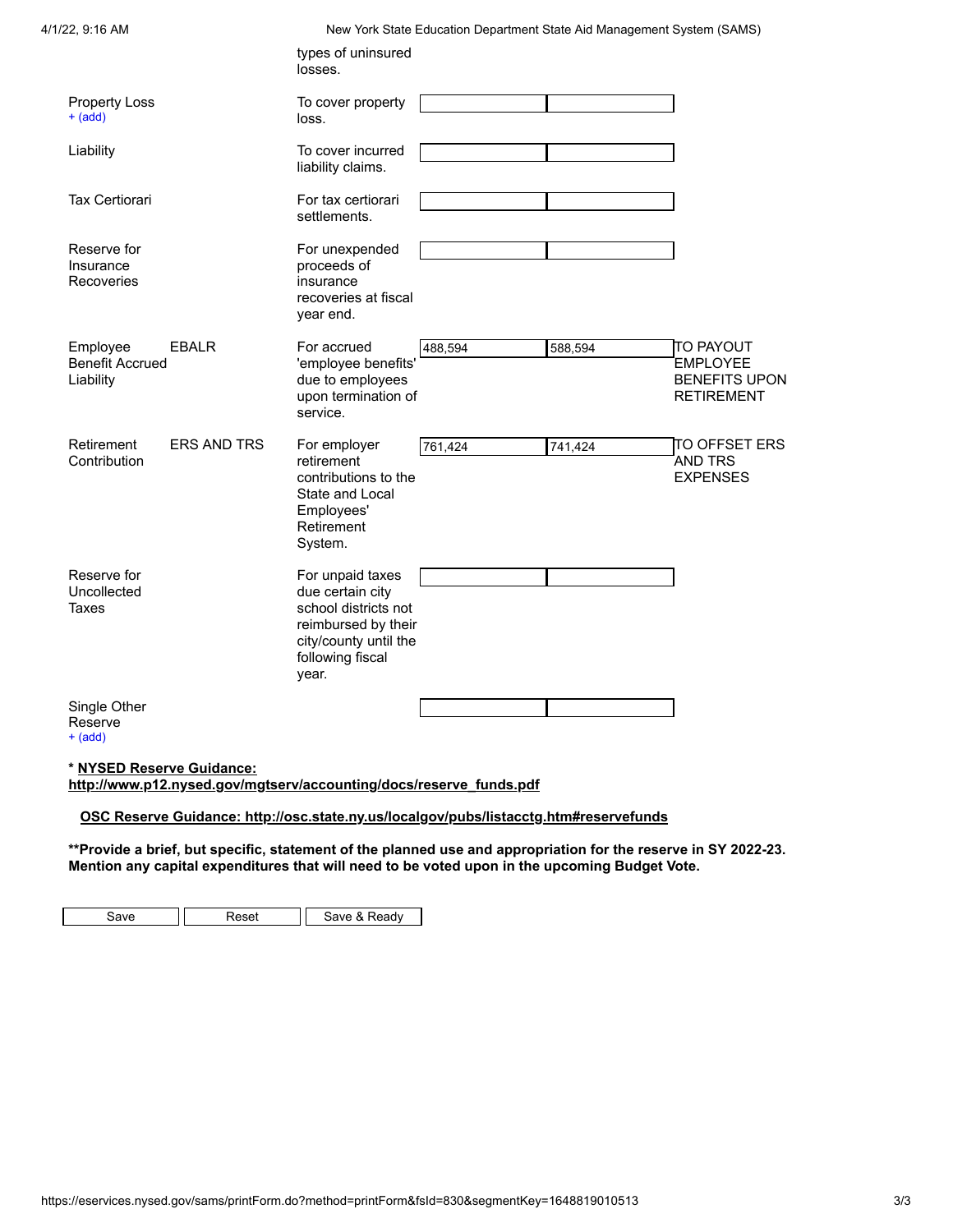| | | | | | |
|---|---|---|---|---|---|
| | | types of uninsured losses. | | | |
| Property Loss + (add) | | To cover property loss. | | | |
| Liability | | To cover incurred liability claims. | | | |
| Tax Certiorari | | For tax certiorari settlements. | | | |
| Reserve for Insurance Recoveries | | For unexpended proceeds of insurance recoveries at fiscal year end. | | | |
| Employee Benefit Accrued Liability | EBALR | For accrued 'employee benefits' due to employees upon termination of service. | 488,594 | 588,594 | TO PAYOUT EMPLOYEE BENEFITS UPON RETIREMENT |
| Retirement Contribution | ERS AND TRS | For employer retirement contributions to the State and Local Employees' Retirement System. | 761,424 | 741,424 | TO OFFSET ERS AND TRS EXPENSES |
| Reserve for Uncollected Taxes | | For unpaid taxes due certain city school districts not reimbursed by their city/county until the following fiscal year. | | | |
| Single Other Reserve + (add) | | | | | |

**\* NYSED Reserve Guidance: http://www.p12.nysed.gov/mgtserv/accounting/docs/reserve_funds.pdf**

**OSC Reserve Guidance: http://osc.state.ny.us/localgov/pubs/listacctg.htm#reservefunds**

**\*\*Provide a brief, but specific, statement of the planned use and appropriation for the reserve in SY 2022-23. Mention any capital expenditures that will need to be voted upon in the upcoming Budget Vote.**

Save | Reset | Save & Ready